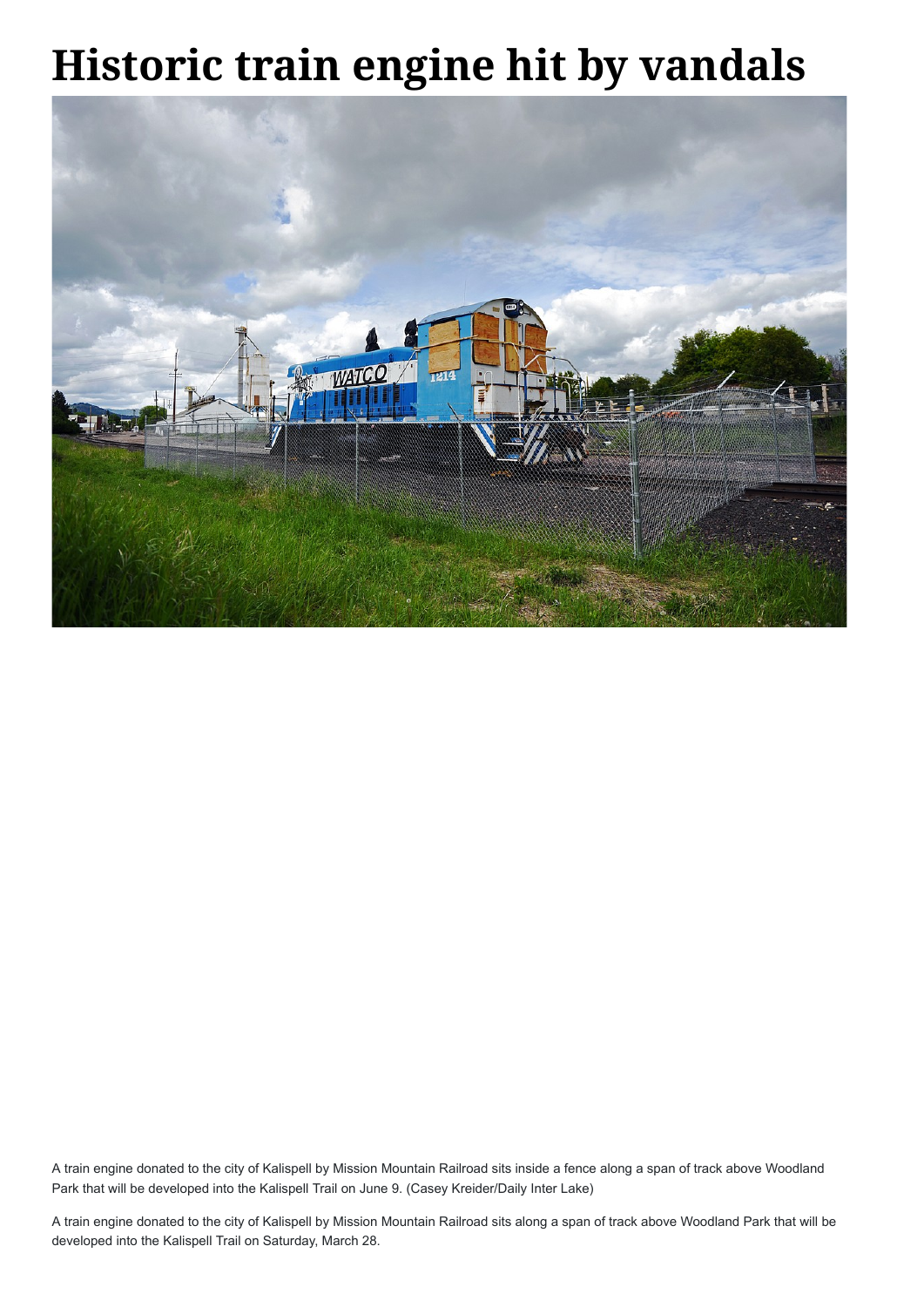# Historic train engine hit by vandals

A train engine donated to the city of Kalispell by Mission Mountain Railroad sits inside a fence along a span of track above Woodland Park that will be developed into the Kalispell Trail on June 9. (Casey Kreider/Daily Inter Lake)

A train engine donated to the city of Kalispell by Mission Mountain Railroad sits along a span of track above Woodland Park that will be developed into the Kalispell Trail on Saturday, March 28.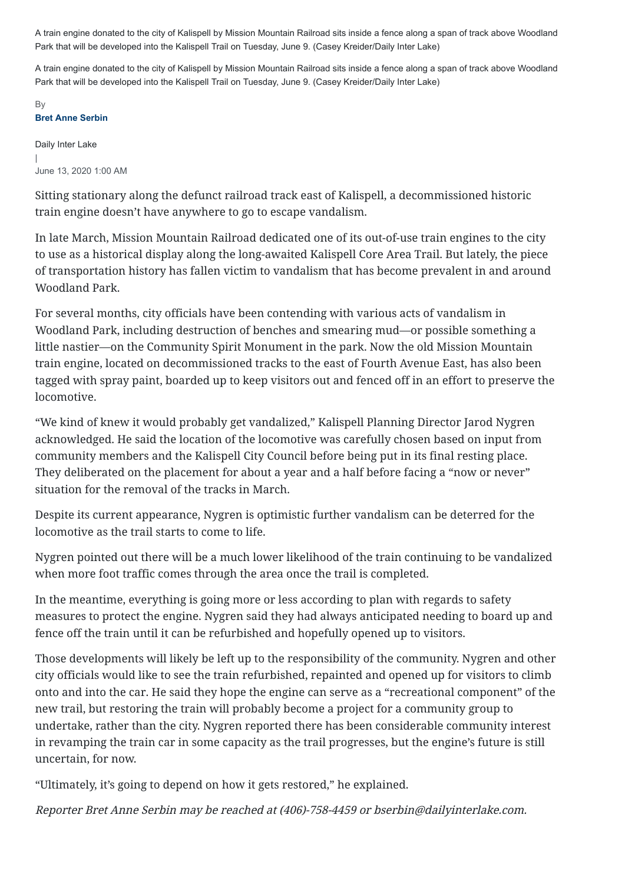A train engine donated to the city of Kalispell by Mission Mountain Railroad sits inside a fence along a span of track above Woodland Park that will be developed into the Kalispell Trail on Tuesday, June 9. (Casey Kreider/Daily Inter Lake)

A train engine donated to the city of Kalispell by Mission Mountain Railroad sits inside a fence along a span of track above Woodland Park that will be developed into the Kalispell Trail on Tuesday, June 9. (Casey Kreider/Daily Inter Lake)

By

**Bret Anne Serbin**

Daily Inter Lake

|

June 13, 2020 1:00 AM

Sitting stationary along the defunct railroad track east of Kalispell, a decommissioned historic train engine doesn't have anywhere to go to escape vandalism.

In late March, Mission Mountain Railroad dedicated one of its out-of-use train engines to the city to use as a historical display along the long-awaited Kalispell Core Area Trail. But lately, the piece of transportation history has fallen victim to vandalism that has become prevalent in and around Woodland Park.

For several months, city officials have been contending with various acts of vandalism in Woodland Park, including destruction of benches and smearing mud—or possible something a little nastier—on the Community Spirit Monument in the park. Now the old Mission Mountain train engine, located on decommissioned tracks to the east of Fourth Avenue East, has also been tagged with spray paint, boarded up to keep visitors out and fenced off in an effort to preserve the locomotive.

"We kind of knew it would probably get vandalized," Kalispell Planning Director Jarod Nygren acknowledged. He said the location of the locomotive was carefully chosen based on input from community members and the Kalispell City Council before being put in its final resting place. They deliberated on the placement for about a year and a half before facing a "now or never" situation for the removal of the tracks in March.

Despite its current appearance, Nygren is optimistic further vandalism can be deterred for the locomotive as the trail starts to come to life.

Nygren pointed out there will be a much lower likelihood of the train continuing to be vandalized when more foot traffic comes through the area once the trail is completed.

In the meantime, everything is going more or less according to plan with regards to safety measures to protect the engine. Nygren said they had always anticipated needing to board up and fence off the train until it can be refurbished and hopefully opened up to visitors.

Those developments will likely be left up to the responsibility of the community. Nygren and other city officials would like to see the train refurbished, repainted and opened up for visitors to climb onto and into the car. He said they hope the engine can serve as a "recreational component" of the new trail, but restoring the train will probably become a project for a community group to undertake, rather than the city. Nygren reported there has been considerable community interest in revamping the train car in some capacity as the trail progresses, but the engine's future is still uncertain, for now.

"Ultimately, it's going to depend on how it gets restored," he explained.

*Reporter Bret Anne Serbin may be reached at (406)-758-4459 or bserbin@dailyinterlake.com.*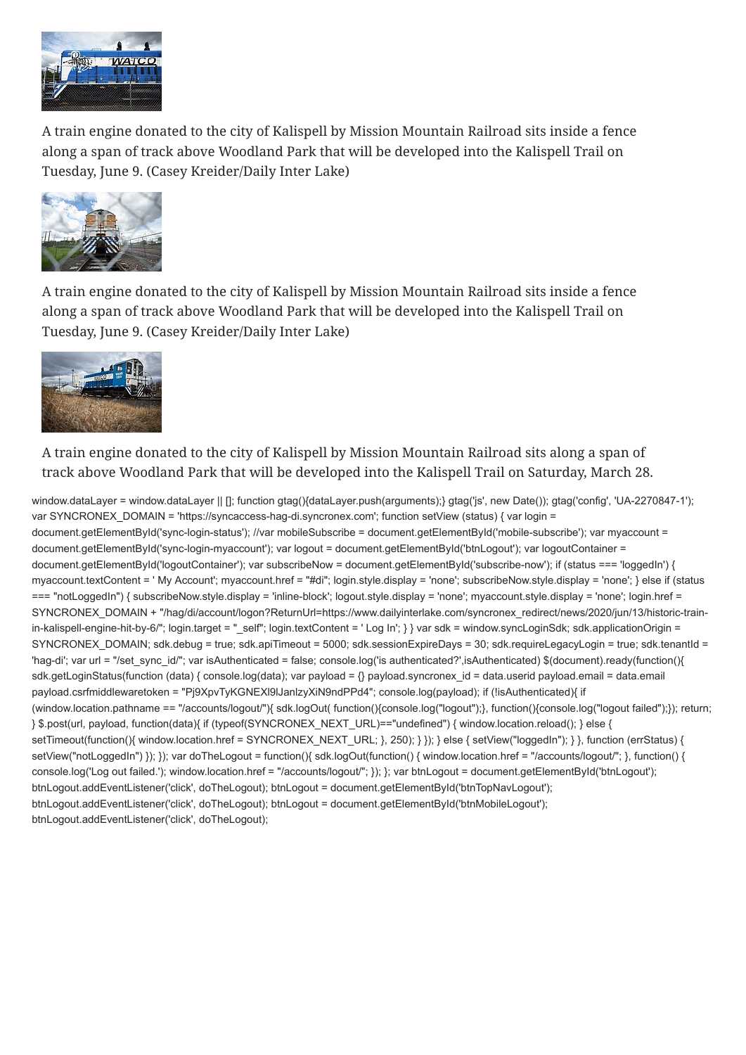A train engine donated to the city of Kalispell by Mission Mountain Railroad sits inside a fence along a span of track above Woodland Park that will be developed into the Kalispell Trail on Tuesday, June 9. (Casey Kreider/Daily Inter Lake)

A train engine donated to the city of Kalispell by Mission Mountain Railroad sits inside a fence along a span of track above Woodland Park that will be developed into the Kalispell Trail on Tuesday, June 9. (Casey Kreider/Daily Inter Lake)

A train engine donated to the city of Kalispell by Mission Mountain Railroad sits along a span of track above Woodland Park that will be developed into the Kalispell Trail on Saturday, March 28.

```
window.dataLayer = window.dataLayer || []; function gtag(){dataLayer.push(arguments);} gtag('js', new Date()); gtag('config', 'UA-2270847-1'); var SYNCRONEX_DOMAIN = 'https://syncaccess-hag-di.syncronex.com'; function setView (status) { var login = document.getElementById('sync-login-status'); //var mobileSubscribe = document.getElementById('mobile-subscribe'); var myaccount = document.getElementById('sync-login-myaccount'); var logout = document.getElementById('btnLogout'); var logoutContainer = document.getElementById('logoutContainer'); var subscribeNow = document.getElementById('subscribe-now'); if (status === 'loggedIn') { myaccount.textContent = ' My Account'; myaccount.href = "#di"; login.style.display = 'none'; subscribeNow.style.display = 'none'; } else if (status === "notLoggedIn") { subscribeNow.style.display = 'inline-block'; logout.style.display = 'none'; myaccount.style.display = 'none'; login.href = SYNCRONEX_DOMAIN + "/hag/di/account/logon?ReturnUrl=https://www.dailyinterlake.com/syncronex_redirect/news/2020/jun/13/historic-train-in-kalispell-engine-hit-by-6/"; login.target = "_self"; login.textContent = ' Log In'; } } var sdk = window.syncLoginSdk; sdk.applicationOrigin = SYNCRONEX_DOMAIN; sdk.debug = true; sdk.apiTimeout = 5000; sdk.sessionExpireDays = 30; sdk.requireLegacyLogin = true; sdk.tenantId = 'hag-di'; var url = "/set_sync_id/"; var isAuthenticated = false; console.log('is authenticated?',isAuthenticated) $(document).ready(function(){ sdk.getLoginStatus(function (data) { console.log(data); var payload = {} payload.syncronex_id = data.userid payload.email = data.email payload.csrfmiddlewaretoken = "Pj9XpvTyKGNEXl9lJanlzyXiN9ndPPd4"; console.log(payload); if (!isAuthenticated){ if (window.location.pathname == "/accounts/logout/"){ sdk.logOut( function(){console.log("logout");}, function(){console.log("logout failed");}); return; } $.post(url, payload, function(data){ if (typeof(SYNCRONEX_NEXT_URL)=="undefined") { window.location.reload(); } else { setTimeout(function(){ window.location.href = SYNCRONEX_NEXT_URL; }, 250); } }); } else { setView("loggedIn"); } }, function (errStatus) { setView("notLoggedIn") }); }); var doTheLogout = function(){ sdk.logOut(function() { window.location.href = "/accounts/logout/"; }, function() { console.log('Log out failed.'); window.location.href = "/accounts/logout/"; }); }; var btnLogout = document.getElementById('btnLogout'); btnLogout.addEventListener('click', doTheLogout); btnLogout = document.getElementById('btnTopNavLogout'); btnLogout.addEventListener('click', doTheLogout); btnLogout = document.getElementById('btnMobileLogout'); btnLogout.addEventListener('click', doTheLogout);
```